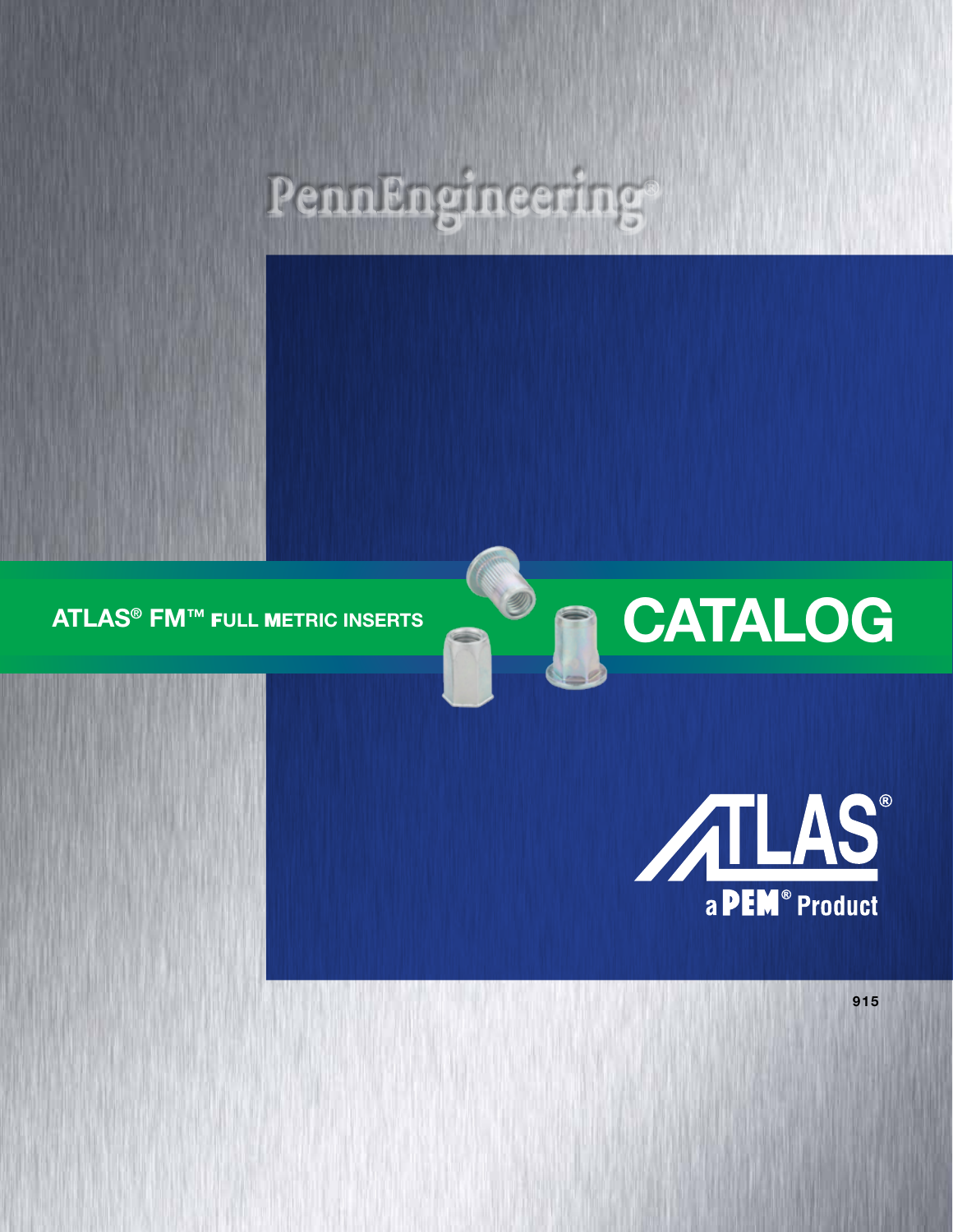PennEngineering®

# ATLAS® FM™ FULL METRIC INSERTS

# CATALOG

ATLAS®

a PEM® Product

915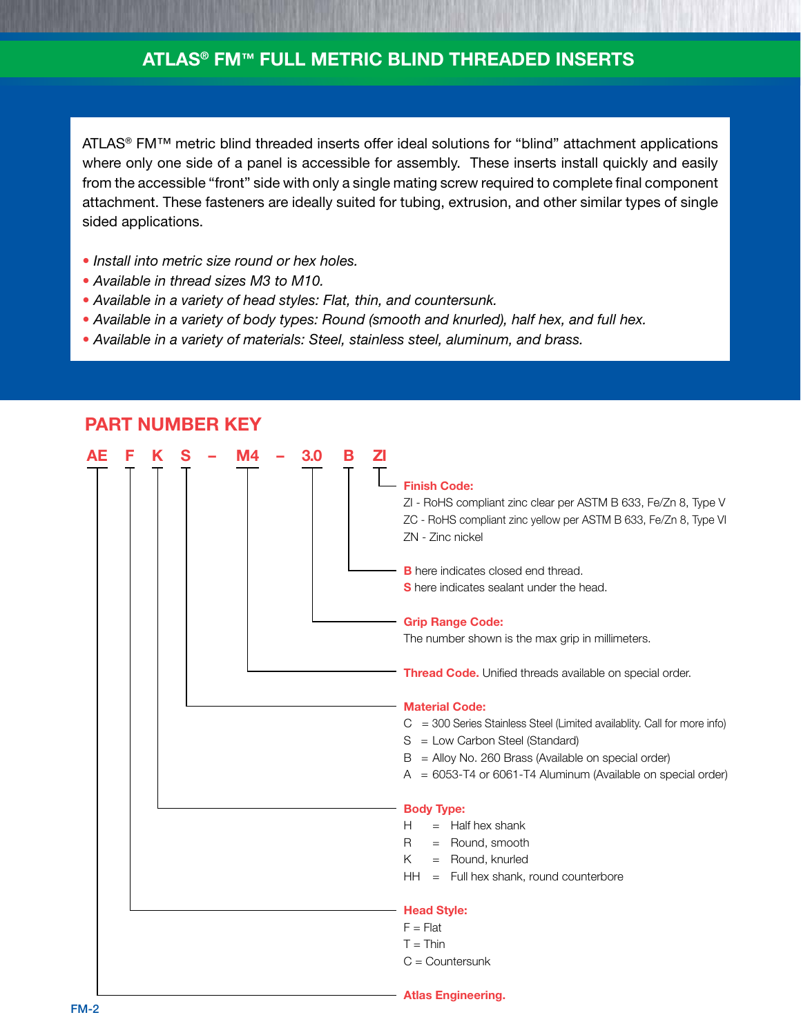# ATLAS® FM™ FULL METRIC BLIND THREADED INSERTS

ATLAS® FM™ metric blind threaded inserts offer ideal solutions for "blind" attachment applications where only one side of a panel is accessible for assembly. These inserts install quickly and easily from the accessible "front" side with only a single mating screw required to complete final component attachment. These fasteners are ideally suited for tubing, extrusion, and other similar types of single sided applications.

- *Install into metric size round or hex holes.*
- *Available in thread sizes M3 to M10.*
- *Available in a variety of head styles: Flat, thin, and countersunk.*
- *Available in a variety of body types: Round (smooth and knurled), half hex, and full hex.*
- *Available in a variety of materials: Steel, stainless steel, aluminum, and brass.*

## PART NUMBER KEY

**AE F K S – M4 – 3.0 B ZI**

**Finish Code:**
ZI - RoHS compliant zinc clear per ASTM B 633, Fe/Zn 8, Type V
ZC - RoHS compliant zinc yellow per ASTM B 633, Fe/Zn 8, Type VI
ZN - Zinc nickel

**B** here indicates closed end thread.
**S** here indicates sealant under the head.

**Grip Range Code:**
The number shown is the max grip in millimeters.

**Thread Code.** Unified threads available on special order.

**Material Code:**
C = 300 Series Stainless Steel (Limited availablity. Call for more info)
S = Low Carbon Steel (Standard)
B = Alloy No. 260 Brass (Available on special order)
A = 6053-T4 or 6061-T4 Aluminum (Available on special order)

**Body Type:**
H = Half hex shank
R = Round, smooth
K = Round, knurled
HH = Full hex shank, round counterbore

**Head Style:**
F = Flat
T = Thin
C = Countersunk

**Atlas Engineering.**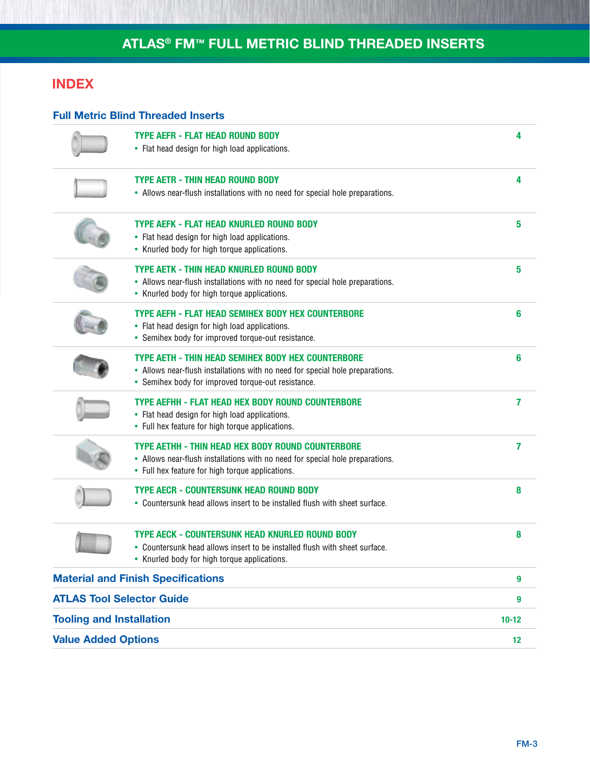# ATLAS® FM™ FULL METRIC BLIND THREADED INSERTS

## INDEX

### Full Metric Blind Threaded Inserts

| | Page |
|---|---|
| **TYPE AEFR - FLAT HEAD ROUND BODY**<br>• Flat head design for high load applications. | 4 |
| **TYPE AETR - THIN HEAD ROUND BODY**<br>• Allows near-flush installations with no need for special hole preparations. | 4 |
| **TYPE AEFK - FLAT HEAD KNURLED ROUND BODY**<br>• Flat head design for high load applications.<br>• Knurled body for high torque applications. | 5 |
| **TYPE AETK - THIN HEAD KNURLED ROUND BODY**<br>• Allows near-flush installations with no need for special hole preparations.<br>• Knurled body for high torque applications. | 5 |
| **TYPE AEFH - FLAT HEAD SEMIHEX BODY HEX COUNTERBORE**<br>• Flat head design for high load applications.<br>• Semihex body for improved torque-out resistance. | 6 |
| **TYPE AETH - THIN HEAD SEMIHEX BODY HEX COUNTERBORE**<br>• Allows near-flush installations with no need for special hole preparations.<br>• Semihex body for improved torque-out resistance. | 6 |
| **TYPE AEFHH - FLAT HEAD HEX BODY ROUND COUNTERBORE**<br>• Flat head design for high load applications.<br>• Full hex feature for high torque applications. | 7 |
| **TYPE AETHH - THIN HEAD HEX BODY ROUND COUNTERBORE**<br>• Allows near-flush installations with no need for special hole preparations.<br>• Full hex feature for high torque applications. | 7 |
| **TYPE AECR - COUNTERSUNK HEAD ROUND BODY**<br>• Countersunk head allows insert to be installed flush with sheet surface. | 8 |
| **TYPE AECK - COUNTERSUNK HEAD KNURLED ROUND BODY**<br>• Countersunk head allows insert to be installed flush with sheet surface.<br>• Knurled body for high torque applications. | 8 |

| | |
|---|---|
| **Material and Finish Specifications** | 9 |
| **ATLAS Tool Selector Guide** | 9 |
| **Tooling and Installation** | 10-12 |
| **Value Added Options** | 12 |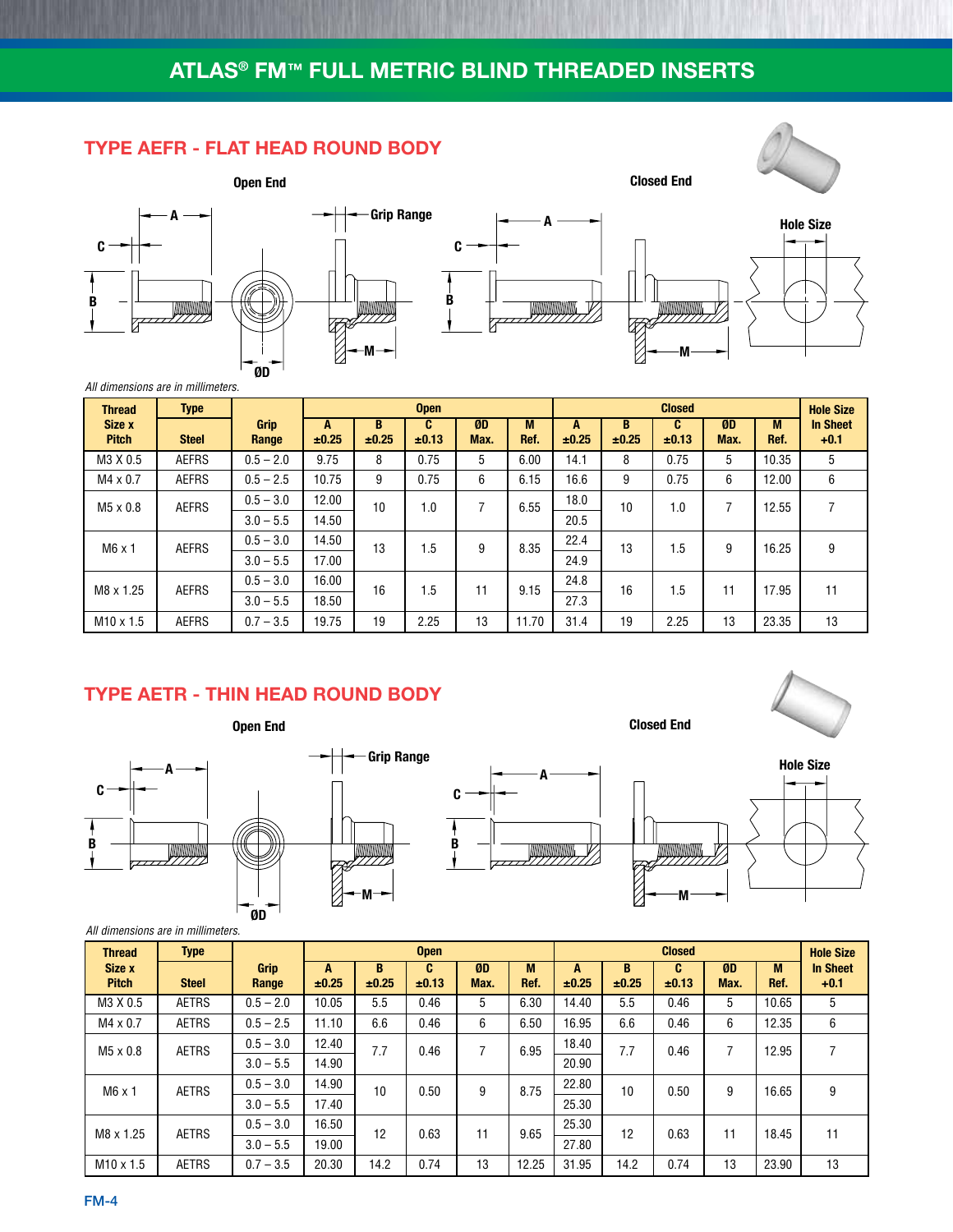# ATLAS® FM™ FULL METRIC BLIND THREADED INSERTS

## TYPE AEFR - FLAT HEAD ROUND BODY

Open End

Closed End

Grip Range

Hole Size

*All dimensions are in millimeters.*

| Thread Size x Pitch | Type Steel | Grip Range | Open A ±0.25 | Open B ±0.25 | Open C ±0.13 | Open ØD Max. | Open M Ref. | Closed A ±0.25 | Closed B ±0.25 | Closed C ±0.13 | Closed ØD Max. | Closed M Ref. | Hole Size In Sheet +0.1 |
|---|---|---|---|---|---|---|---|---|---|---|---|---|---|
| M3 X 0.5 | AEFRS | 0.5 – 2.0 | 9.75 | 8 | 0.75 | 5 | 6.00 | 14.1 | 8 | 0.75 | 5 | 10.35 | 5 |
| M4 x 0.7 | AEFRS | 0.5 – 2.5 | 10.75 | 9 | 0.75 | 6 | 6.15 | 16.6 | 9 | 0.75 | 6 | 12.00 | 6 |
| M5 x 0.8 | AEFRS | 0.5 – 3.0 | 12.00 | 10 | 1.0 | 7 | 6.55 | 18.0 | 10 | 1.0 | 7 | 12.55 | 7 |
| | | 3.0 – 5.5 | 14.50 | | | | | 20.5 | | | | | |
| M6 x 1 | AEFRS | 0.5 – 3.0 | 14.50 | 13 | 1.5 | 9 | 8.35 | 22.4 | 13 | 1.5 | 9 | 16.25 | 9 |
| | | 3.0 – 5.5 | 17.00 | | | | | 24.9 | | | | | |
| M8 x 1.25 | AEFRS | 0.5 – 3.0 | 16.00 | 16 | 1.5 | 11 | 9.15 | 24.8 | 16 | 1.5 | 11 | 17.95 | 11 |
| | | 3.0 – 5.5 | 18.50 | | | | | 27.3 | | | | | |
| M10 x 1.5 | AEFRS | 0.7 – 3.5 | 19.75 | 19 | 2.25 | 13 | 11.70 | 31.4 | 19 | 2.25 | 13 | 23.35 | 13 |

## TYPE AETR - THIN HEAD ROUND BODY

Open End

Closed End

Grip Range

Hole Size

*All dimensions are in millimeters.*

| Thread Size x Pitch | Type Steel | Grip Range | Open A ±0.25 | Open B ±0.25 | Open C ±0.13 | Open ØD Max. | Open M Ref. | Closed A ±0.25 | Closed B ±0.25 | Closed C ±0.13 | Closed ØD Max. | Closed M Ref. | Hole Size In Sheet +0.1 |
|---|---|---|---|---|---|---|---|---|---|---|---|---|---|
| M3 X 0.5 | AETRS | 0.5 – 2.0 | 10.05 | 5.5 | 0.46 | 5 | 6.30 | 14.40 | 5.5 | 0.46 | 5 | 10.65 | 5 |
| M4 x 0.7 | AETRS | 0.5 – 2.5 | 11.10 | 6.6 | 0.46 | 6 | 6.50 | 16.95 | 6.6 | 0.46 | 6 | 12.35 | 6 |
| M5 x 0.8 | AETRS | 0.5 – 3.0 | 12.40 | 7.7 | 0.46 | 7 | 6.95 | 18.40 | 7.7 | 0.46 | 7 | 12.95 | 7 |
| | | 3.0 – 5.5 | 14.90 | | | | | 20.90 | | | | | |
| M6 x 1 | AETRS | 0.5 – 3.0 | 14.90 | 10 | 0.50 | 9 | 8.75 | 22.80 | 10 | 0.50 | 9 | 16.65 | 9 |
| | | 3.0 – 5.5 | 17.40 | | | | | 25.30 | | | | | |
| M8 x 1.25 | AETRS | 0.5 – 3.0 | 16.50 | 12 | 0.63 | 11 | 9.65 | 25.30 | 12 | 0.63 | 11 | 18.45 | 11 |
| | | 3.0 – 5.5 | 19.00 | | | | | 27.80 | | | | | |
| M10 x 1.5 | AETRS | 0.7 – 3.5 | 20.30 | 14.2 | 0.74 | 13 | 12.25 | 31.95 | 14.2 | 0.74 | 13 | 23.90 | 13 |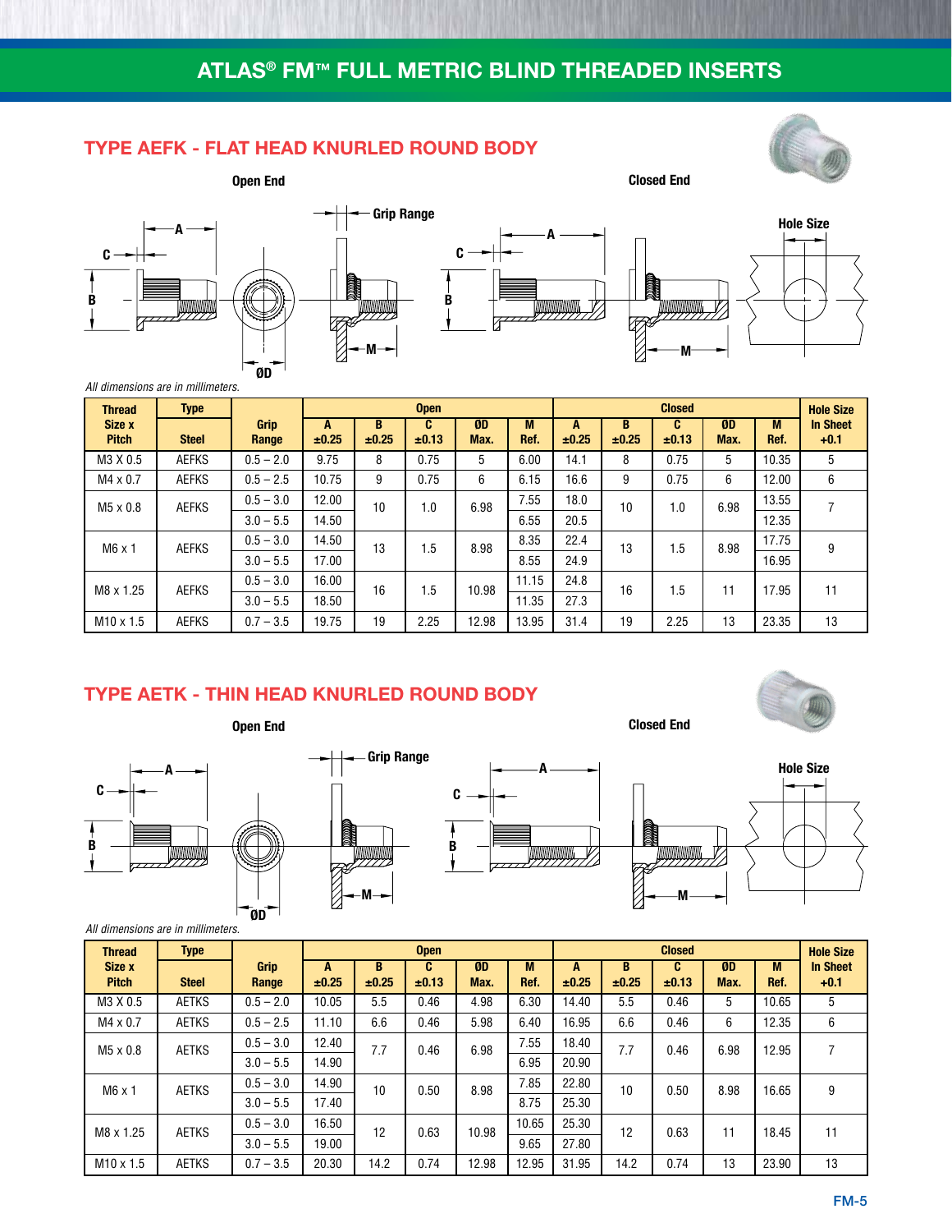# ATLAS® FM™ FULL METRIC BLIND THREADED INSERTS

## TYPE AEFK - FLAT HEAD KNURLED ROUND BODY

Open End

Closed End

Grip Range

Hole Size

*All dimensions are in millimeters.*

| Thread Size x Pitch | Type | Grip Range | Open | | | | | Closed | | | | | Hole Size In Sheet +0.1 |
|---|---|---|---|---|---|---|---|---|---|---|---|---|---|
| | Steel | | A ±0.25 | B ±0.25 | C ±0.13 | ØD Max. | M Ref. | A ±0.25 | B ±0.25 | C ±0.13 | ØD Max. | M Ref. | |
| M3 X 0.5 | AEFKS | 0.5 – 2.0 | 9.75 | 8 | 0.75 | 5 | 6.00 | 14.1 | 8 | 0.75 | 5 | 10.35 | 5 |
| M4 x 0.7 | AEFKS | 0.5 – 2.5 | 10.75 | 9 | 0.75 | 6 | 6.15 | 16.6 | 9 | 0.75 | 6 | 12.00 | 6 |
| M5 x 0.8 | AEFKS | 0.5 – 3.0 | 12.00 | 10 | 1.0 | 6.98 | 7.55 | 18.0 | 10 | 1.0 | 6.98 | 13.55 | 7 |
| | | 3.0 – 5.5 | 14.50 | | | | 6.55 | 20.5 | | | | 12.35 | |
| M6 x 1 | AEFKS | 0.5 – 3.0 | 14.50 | 13 | 1.5 | 8.98 | 8.35 | 22.4 | 13 | 1.5 | 8.98 | 17.75 | 9 |
| | | 3.0 – 5.5 | 17.00 | | | | 8.55 | 24.9 | | | | 16.95 | |
| M8 x 1.25 | AEFKS | 0.5 – 3.0 | 16.00 | 16 | 1.5 | 10.98 | 11.15 | 24.8 | 16 | 1.5 | 11 | 17.95 | 11 |
| | | 3.0 – 5.5 | 18.50 | | | | 11.35 | 27.3 | | | | | |
| M10 x 1.5 | AEFKS | 0.7 – 3.5 | 19.75 | 19 | 2.25 | 12.98 | 13.95 | 31.4 | 19 | 2.25 | 13 | 23.35 | 13 |

## TYPE AETK - THIN HEAD KNURLED ROUND BODY

Open End

Closed End

Grip Range

Hole Size

*All dimensions are in millimeters.*

| Thread Size x Pitch | Type | Grip Range | Open | | | | | Closed | | | | | Hole Size In Sheet +0.1 |
|---|---|---|---|---|---|---|---|---|---|---|---|---|---|
| | Steel | | A ±0.25 | B ±0.25 | C ±0.13 | ØD Max. | M Ref. | A ±0.25 | B ±0.25 | C ±0.13 | ØD Max. | M Ref. | |
| M3 X 0.5 | AETKS | 0.5 – 2.0 | 10.05 | 5.5 | 0.46 | 4.98 | 6.30 | 14.40 | 5.5 | 0.46 | 5 | 10.65 | 5 |
| M4 x 0.7 | AETKS | 0.5 – 2.5 | 11.10 | 6.6 | 0.46 | 5.98 | 6.40 | 16.95 | 6.6 | 0.46 | 6 | 12.35 | 6 |
| M5 x 0.8 | AETKS | 0.5 – 3.0 | 12.40 | 7.7 | 0.46 | 6.98 | 7.55 | 18.40 | 7.7 | 0.46 | 6.98 | 12.95 | 7 |
| | | 3.0 – 5.5 | 14.90 | | | | 6.95 | 20.90 | | | | | |
| M6 x 1 | AETKS | 0.5 – 3.0 | 14.90 | 10 | 0.50 | 8.98 | 7.85 | 22.80 | 10 | 0.50 | 8.98 | 16.65 | 9 |
| | | 3.0 – 5.5 | 17.40 | | | | 8.75 | 25.30 | | | | | |
| M8 x 1.25 | AETKS | 0.5 – 3.0 | 16.50 | 12 | 0.63 | 10.98 | 10.65 | 25.30 | 12 | 0.63 | 11 | 18.45 | 11 |
| | | 3.0 – 5.5 | 19.00 | | | | 9.65 | 27.80 | | | | | |
| M10 x 1.5 | AETKS | 0.7 – 3.5 | 20.30 | 14.2 | 0.74 | 12.98 | 12.95 | 31.95 | 14.2 | 0.74 | 13 | 23.90 | 13 |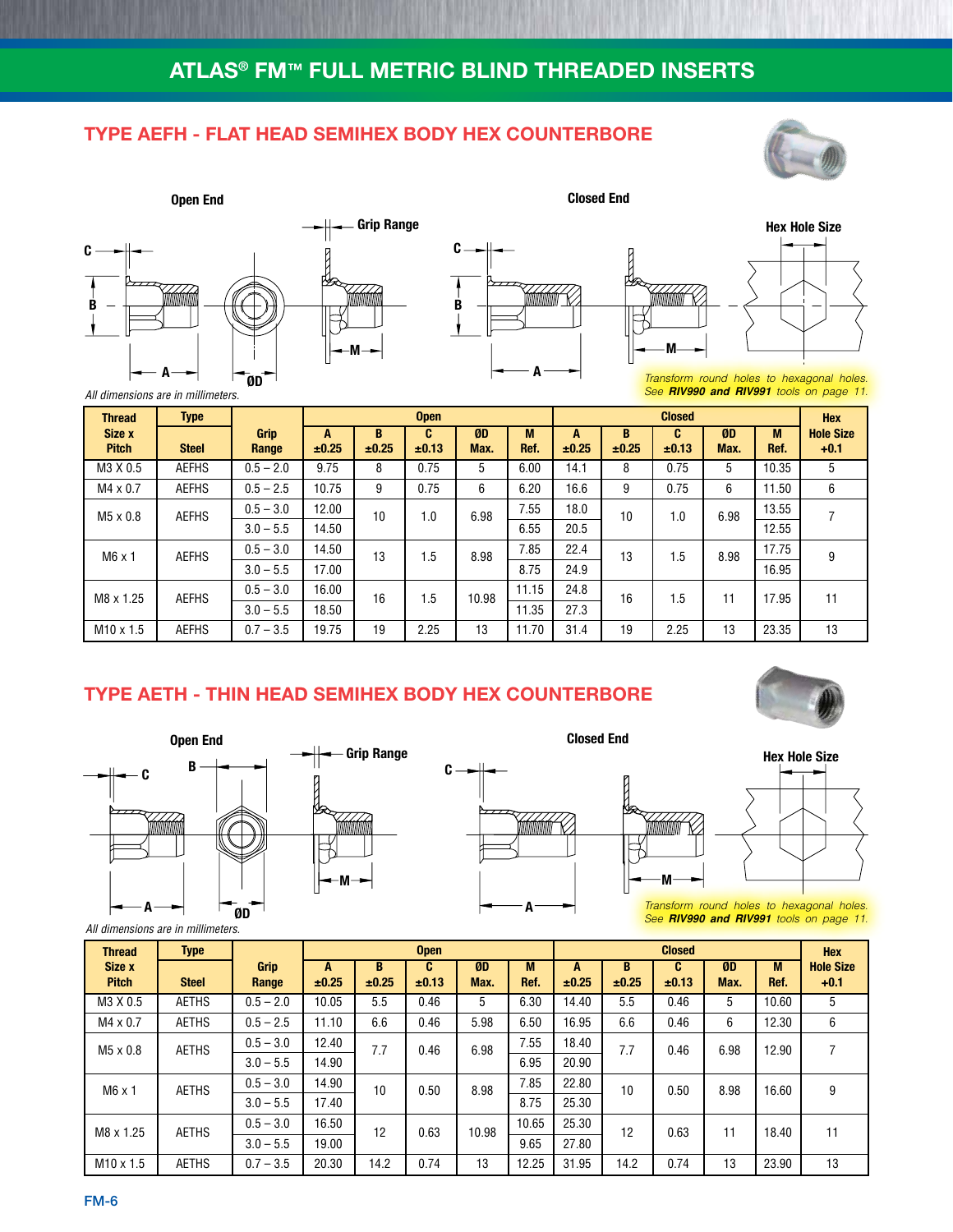# ATLAS® FM™ FULL METRIC BLIND THREADED INSERTS

## TYPE AEFH - FLAT HEAD SEMIHEX BODY HEX COUNTERBORE

Open End

Closed End

Hex Hole Size

*Transform round holes to hexagonal holes. See **RIV990 and RIV991** tools on page 11.*

*All dimensions are in millimeters.*

| Thread Size x Pitch | Type Steel | Grip Range | Open | | | | | Closed | | | | | Hex Hole Size +0.1 |
|---|---|---|---|---|---|---|---|---|---|---|---|---|---|
| | | | A ±0.25 | B ±0.25 | C ±0.13 | ØD Max. | M Ref. | A ±0.25 | B ±0.25 | C ±0.13 | ØD Max. | M Ref. | |
| M3 X 0.5 | AEFHS | 0.5 – 2.0 | 9.75 | 8 | 0.75 | 5 | 6.00 | 14.1 | 8 | 0.75 | 5 | 10.35 | 5 |
| M4 x 0.7 | AEFHS | 0.5 – 2.5 | 10.75 | 9 | 0.75 | 6 | 6.20 | 16.6 | 9 | 0.75 | 6 | 11.50 | 6 |
| M5 x 0.8 | AEFHS | 0.5 – 3.0 | 12.00 | 10 | 1.0 | 6.98 | 7.55 | 18.0 | 10 | 1.0 | 6.98 | 13.55 | 7 |
| | | 3.0 – 5.5 | 14.50 | | | | 6.55 | 20.5 | | | | 12.55 | |
| M6 x 1 | AEFHS | 0.5 – 3.0 | 14.50 | 13 | 1.5 | 8.98 | 7.85 | 22.4 | 13 | 1.5 | 8.98 | 17.75 | 9 |
| | | 3.0 – 5.5 | 17.00 | | | | 8.75 | 24.9 | | | | 16.95 | |
| M8 x 1.25 | AEFHS | 0.5 – 3.0 | 16.00 | 16 | 1.5 | 10.98 | 11.15 | 24.8 | 16 | 1.5 | 11 | 17.95 | 11 |
| | | 3.0 – 5.5 | 18.50 | | | | 11.35 | 27.3 | | | | | |
| M10 x 1.5 | AEFHS | 0.7 – 3.5 | 19.75 | 19 | 2.25 | 13 | 11.70 | 31.4 | 19 | 2.25 | 13 | 23.35 | 13 |

## TYPE AETH - THIN HEAD SEMIHEX BODY HEX COUNTERBORE

Open End

Closed End

Hex Hole Size

*Transform round holes to hexagonal holes. See **RIV990 and RIV991** tools on page 11.*

*All dimensions are in millimeters.*

| Thread Size x Pitch | Type Steel | Grip Range | Open | | | | | Closed | | | | | Hex Hole Size +0.1 |
|---|---|---|---|---|---|---|---|---|---|---|---|---|---|
| | | | A ±0.25 | B ±0.25 | C ±0.13 | ØD Max. | M Ref. | A ±0.25 | B ±0.25 | C ±0.13 | ØD Max. | M Ref. | |
| M3 X 0.5 | AETHS | 0.5 – 2.0 | 10.05 | 5.5 | 0.46 | 5 | 6.30 | 14.40 | 5.5 | 0.46 | 5 | 10.60 | 5 |
| M4 x 0.7 | AETHS | 0.5 – 2.5 | 11.10 | 6.6 | 0.46 | 5.98 | 6.50 | 16.95 | 6.6 | 0.46 | 6 | 12.30 | 6 |
| M5 x 0.8 | AETHS | 0.5 – 3.0 | 12.40 | 7.7 | 0.46 | 6.98 | 7.55 | 18.40 | 7.7 | 0.46 | 6.98 | 12.90 | 7 |
| | | 3.0 – 5.5 | 14.90 | | | | 6.95 | 20.90 | | | | | |
| M6 x 1 | AETHS | 0.5 – 3.0 | 14.90 | 10 | 0.50 | 8.98 | 7.85 | 22.80 | 10 | 0.50 | 8.98 | 16.60 | 9 |
| | | 3.0 – 5.5 | 17.40 | | | | 8.75 | 25.30 | | | | | |
| M8 x 1.25 | AETHS | 0.5 – 3.0 | 16.50 | 12 | 0.63 | 10.98 | 10.65 | 25.30 | 12 | 0.63 | 11 | 18.40 | 11 |
| | | 3.0 – 5.5 | 19.00 | | | | 9.65 | 27.80 | | | | | |
| M10 x 1.5 | AETHS | 0.7 – 3.5 | 20.30 | 14.2 | 0.74 | 13 | 12.25 | 31.95 | 14.2 | 0.74 | 13 | 23.90 | 13 |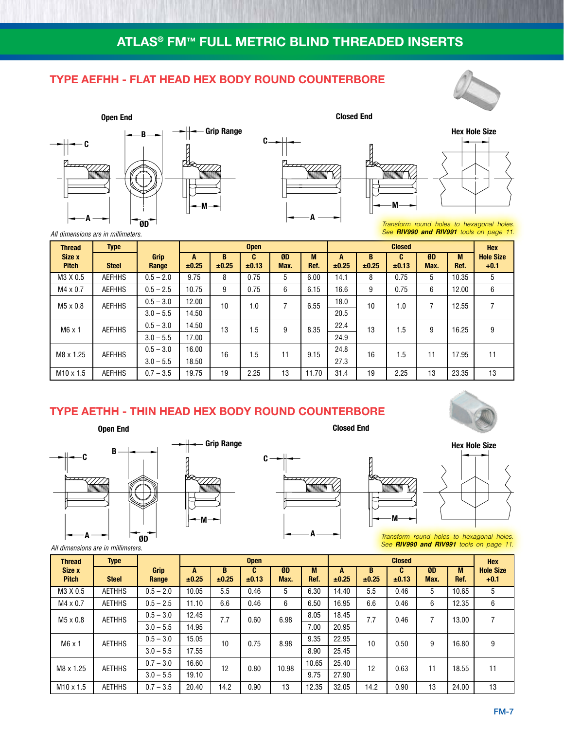# ATLAS® FM™ FULL METRIC BLIND THREADED INSERTS

## TYPE AEFHH - FLAT HEAD HEX BODY ROUND COUNTERBORE

Open End

Closed End

Grip Range

Hex Hole Size

*Transform round holes to hexagonal holes. See **RIV990 and RIV991** tools on page 11.*

*All dimensions are in millimeters.*

| Thread Size x Pitch | Type Steel | Grip Range | Open | | | | | Closed | | | | | Hex Hole Size +0.1 |
|---|---|---|---|---|---|---|---|---|---|---|---|---|---|
| | | | A ±0.25 | B ±0.25 | C ±0.13 | ØD Max. | M Ref. | A ±0.25 | B ±0.25 | C ±0.13 | ØD Max. | M Ref. | |
| M3 X 0.5 | AEFHHS | 0.5 – 2.0 | 9.75 | 8 | 0.75 | 5 | 6.00 | 14.1 | 8 | 0.75 | 5 | 10.35 | 5 |
| M4 x 0.7 | AEFHHS | 0.5 – 2.5 | 10.75 | 9 | 0.75 | 6 | 6.15 | 16.6 | 9 | 0.75 | 6 | 12.00 | 6 |
| M5 x 0.8 | AEFHHS | 0.5 – 3.0 | 12.00 | 10 | 1.0 | 7 | 6.55 | 18.0 | 10 | 1.0 | 7 | 12.55 | 7 |
| | | 3.0 – 5.5 | 14.50 | | | | | 20.5 | | | | | |
| M6 x 1 | AEFHHS | 0.5 – 3.0 | 14.50 | 13 | 1.5 | 9 | 8.35 | 22.4 | 13 | 1.5 | 9 | 16.25 | 9 |
| | | 3.0 – 5.5 | 17.00 | | | | | 24.9 | | | | | |
| M8 x 1.25 | AEFHHS | 0.5 – 3.0 | 16.00 | 16 | 1.5 | 11 | 9.15 | 24.8 | 16 | 1.5 | 11 | 17.95 | 11 |
| | | 3.0 – 5.5 | 18.50 | | | | | 27.3 | | | | | |
| M10 x 1.5 | AEFHHS | 0.7 – 3.5 | 19.75 | 19 | 2.25 | 13 | 11.70 | 31.4 | 19 | 2.25 | 13 | 23.35 | 13 |

## TYPE AETHH - THIN HEAD HEX BODY ROUND COUNTERBORE

Open End

Closed End

Grip Range

Hex Hole Size

*Transform round holes to hexagonal holes. See **RIV990 and RIV991** tools on page 11.*

*All dimensions are in millimeters.*

| Thread Size x Pitch | Type Steel | Grip Range | Open | | | | | Closed | | | | | Hex Hole Size +0.1 |
|---|---|---|---|---|---|---|---|---|---|---|---|---|---|
| | | | A ±0.25 | B ±0.25 | C ±0.13 | ØD Max. | M Ref. | A ±0.25 | B ±0.25 | C ±0.13 | ØD Max. | M Ref. | |
| M3 X 0.5 | AETHHS | 0.5 – 2.0 | 10.05 | 5.5 | 0.46 | 5 | 6.30 | 14.40 | 5.5 | 0.46 | 5 | 10.65 | 5 |
| M4 x 0.7 | AETHHS | 0.5 – 2.5 | 11.10 | 6.6 | 0.46 | 6 | 6.50 | 16.95 | 6.6 | 0.46 | 6 | 12.35 | 6 |
| M5 x 0.8 | AETHHS | 0.5 – 3.0 | 12.45 | 7.7 | 0.60 | 6.98 | 8.05 | 18.45 | 7.7 | 0.46 | 7 | 13.00 | 7 |
| | | 3.0 – 5.5 | 14.95 | | | | 7.00 | 20.95 | | | | | |
| M6 x 1 | AETHHS | 0.5 – 3.0 | 15.05 | 10 | 0.75 | 8.98 | 9.35 | 22.95 | 10 | 0.50 | 9 | 16.80 | 9 |
| | | 3.0 – 5.5 | 17.55 | | | | 8.90 | 25.45 | | | | | |
| M8 x 1.25 | AETHHS | 0.7 – 3.0 | 16.60 | 12 | 0.80 | 10.98 | 10.65 | 25.40 | 12 | 0.63 | 11 | 18.55 | 11 |
| | | 3.0 – 5.5 | 19.10 | | | | 9.75 | 27.90 | | | | | |
| M10 x 1.5 | AETHHS | 0.7 – 3.5 | 20.40 | 14.2 | 0.90 | 13 | 12.35 | 32.05 | 14.2 | 0.90 | 13 | 24.00 | 13 |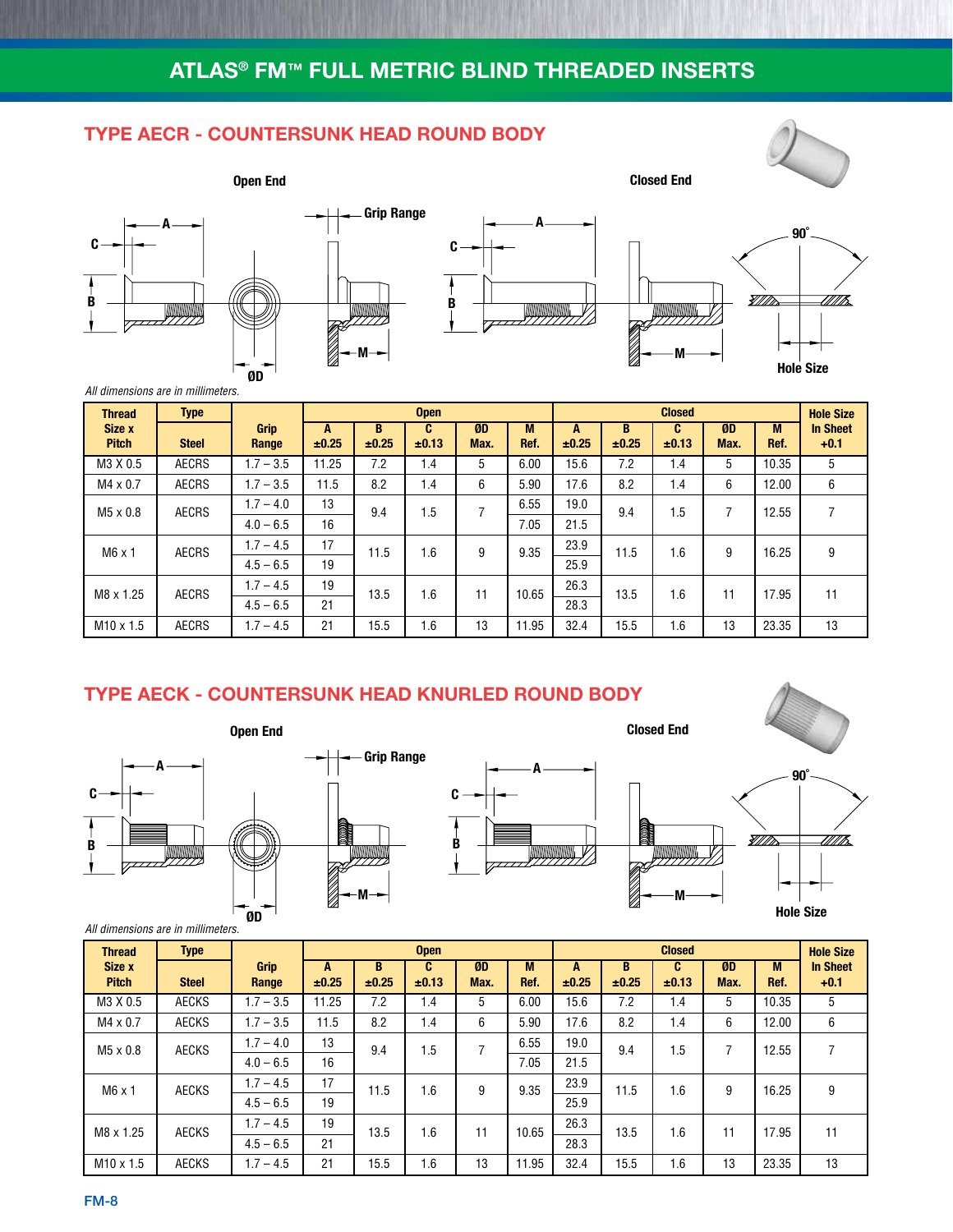# ATLAS® FM™ FULL METRIC BLIND THREADED INSERTS

## TYPE AECR - COUNTERSUNK HEAD ROUND BODY

Open End

Closed End

Grip Range

90˚

Hole Size

*All dimensions are in millimeters.*

| Thread Size x Pitch | Type Steel | Grip Range | Open | | | | | Closed | | | | | Hole Size In Sheet +0.1 |
|---|---|---|---|---|---|---|---|---|---|---|---|---|---|
| | | | A ±0.25 | B ±0.25 | C ±0.13 | ØD Max. | M Ref. | A ±0.25 | B ±0.25 | C ±0.13 | ØD Max. | M Ref. | |
| M3 X 0.5 | AECRS | 1.7 – 3.5 | 11.25 | 7.2 | 1.4 | 5 | 6.00 | 15.6 | 7.2 | 1.4 | 5 | 10.35 | 5 |
| M4 x 0.7 | AECRS | 1.7 – 3.5 | 11.5 | 8.2 | 1.4 | 6 | 5.90 | 17.6 | 8.2 | 1.4 | 6 | 12.00 | 6 |
| M5 x 0.8 | AECRS | 1.7 – 4.0 | 13 | 9.4 | 1.5 | 7 | 6.55 | 19.0 | 9.4 | 1.5 | 7 | 12.55 | 7 |
| | | 4.0 – 6.5 | 16 | | | | 7.05 | 21.5 | | | | | |
| M6 x 1 | AECRS | 1.7 – 4.5 | 17 | 11.5 | 1.6 | 9 | 9.35 | 23.9 | 11.5 | 1.6 | 9 | 16.25 | 9 |
| | | 4.5 – 6.5 | 19 | | | | | 25.9 | | | | | |
| M8 x 1.25 | AECRS | 1.7 – 4.5 | 19 | 13.5 | 1.6 | 11 | 10.65 | 26.3 | 13.5 | 1.6 | 11 | 17.95 | 11 |
| | | 4.5 – 6.5 | 21 | | | | | 28.3 | | | | | |
| M10 x 1.5 | AECRS | 1.7 – 4.5 | 21 | 15.5 | 1.6 | 13 | 11.95 | 32.4 | 15.5 | 1.6 | 13 | 23.35 | 13 |

## TYPE AECK - COUNTERSUNK HEAD KNURLED ROUND BODY

Open End

Closed End

Grip Range

90˚

Hole Size

*All dimensions are in millimeters.*

| Thread Size x Pitch | Type Steel | Grip Range | Open | | | | | Closed | | | | | Hole Size In Sheet +0.1 |
|---|---|---|---|---|---|---|---|---|---|---|---|---|---|
| | | | A ±0.25 | B ±0.25 | C ±0.13 | ØD Max. | M Ref. | A ±0.25 | B ±0.25 | C ±0.13 | ØD Max. | M Ref. | |
| M3 X 0.5 | AECKS | 1.7 – 3.5 | 11.25 | 7.2 | 1.4 | 5 | 6.00 | 15.6 | 7.2 | 1.4 | 5 | 10.35 | 5 |
| M4 x 0.7 | AECKS | 1.7 – 3.5 | 11.5 | 8.2 | 1.4 | 6 | 5.90 | 17.6 | 8.2 | 1.4 | 6 | 12.00 | 6 |
| M5 x 0.8 | AECKS | 1.7 – 4.0 | 13 | 9.4 | 1.5 | 7 | 6.55 | 19.0 | 9.4 | 1.5 | 7 | 12.55 | 7 |
| | | 4.0 – 6.5 | 16 | | | | 7.05 | 21.5 | | | | | |
| M6 x 1 | AECKS | 1.7 – 4.5 | 17 | 11.5 | 1.6 | 9 | 9.35 | 23.9 | 11.5 | 1.6 | 9 | 16.25 | 9 |
| | | 4.5 – 6.5 | 19 | | | | | 25.9 | | | | | |
| M8 x 1.25 | AECKS | 1.7 – 4.5 | 19 | 13.5 | 1.6 | 11 | 10.65 | 26.3 | 13.5 | 1.6 | 11 | 17.95 | 11 |
| | | 4.5 – 6.5 | 21 | | | | | 28.3 | | | | | |
| M10 x 1.5 | AECKS | 1.7 – 4.5 | 21 | 15.5 | 1.6 | 13 | 11.95 | 32.4 | 15.5 | 1.6 | 13 | 23.35 | 13 |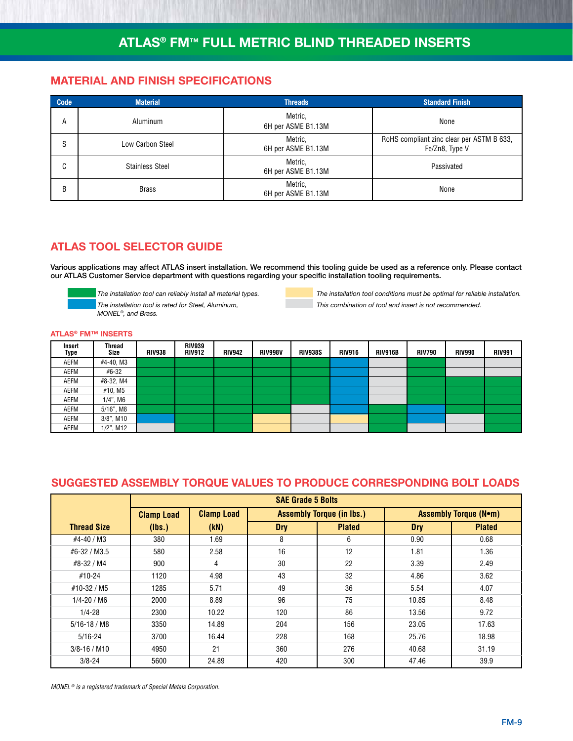# ATLAS® FM™ FULL METRIC BLIND THREADED INSERTS

## MATERIAL AND FINISH SPECIFICATIONS

| Code | Material | Threads | Standard Finish |
|---|---|---|---|
| A | Aluminum | Metric, 6H per ASME B1.13M | None |
| S | Low Carbon Steel | Metric, 6H per ASME B1.13M | RoHS compliant zinc clear per ASTM B 633, Fe/Zn8, Type V |
| C | Stainless Steel | Metric, 6H per ASME B1.13M | Passivated |
| B | Brass | Metric, 6H per ASME B1.13M | None |

## ATLAS TOOL SELECTOR GUIDE

**Various applications may affect ATLAS insert installation. We recommend this tooling guide be used as a reference only. Please contact our ATLAS Customer Service department with questions regarding your specific installation tooling requirements.**

- Green: *The installation tool can reliably install all material types.*
- Blue: *The installation tool is rated for Steel, Aluminum, MONEL®, and Brass.*
- Yellow: *The installation tool conditions must be optimal for reliable installation.*
- Gray: *This combination of tool and insert is not recommended.*

### ATLAS® FM™ INSERTS

| Insert Type | Thread Size | RIV938 | RIV939 RIV912 | RIV942 | RIV998V | RIV938S | RIV916 | RIV916B | RIV790 | RIV990 | RIV991 |
|---|---|---|---|---|---|---|---|---|---|---|---|
| AEFM | #4-40, M3 | Green | Green | Green | Green | Green | Blue | Gray | Green | Gray | Gray |
| AEFM | #6-32 | Green | Green | Green | Green | Green | Blue | Gray | Green | Gray | Gray |
| AEFM | #8-32, M4 | Green | Green | Green | Green | Green | Blue | Gray | Green | Green | Green |
| AEFM | #10, M5 | Green | Green | Green | Green | Green | Blue | Gray | Green | Green | Green |
| AEFM | 1/4", M6 | Green | Green | Green | Green | Green | Blue | Gray | Green | Green | Green |
| AEFM | 5/16", M8 | Green | Green | Green | Green | Gray | Blue | Green | Blue | Green | Green |
| AEFM | 3/8", M10 | Blue | Green | Green | Yellow | Gray | Yellow | Green | Blue | Gray | Green |
| AEFM | 1/2", M12 | Gray | Green | Green | Yellow | Gray | Gray | Green | Gray | Gray | Green |

## SUGGESTED ASSEMBLY TORQUE VALUES TO PRODUCE CORRESPONDING BOLT LOADS

| | SAE Grade 5 Bolts | | | | | |
|---|---|---|---|---|---|---|
| | Clamp Load | Clamp Load | Assembly Torque (in lbs.) | | Assembly Torque (N•m) | |
| Thread Size | (lbs.) | (kN) | Dry | Plated | Dry | Plated |
| #4-40 / M3 | 380 | 1.69 | 8 | 6 | 0.90 | 0.68 |
| #6-32 / M3.5 | 580 | 2.58 | 16 | 12 | 1.81 | 1.36 |
| #8-32 / M4 | 900 | 4 | 30 | 22 | 3.39 | 2.49 |
| #10-24 | 1120 | 4.98 | 43 | 32 | 4.86 | 3.62 |
| #10-32 / M5 | 1285 | 5.71 | 49 | 36 | 5.54 | 4.07 |
| 1/4-20 / M6 | 2000 | 8.89 | 96 | 75 | 10.85 | 8.48 |
| 1/4-28 | 2300 | 10.22 | 120 | 86 | 13.56 | 9.72 |
| 5/16-18 / M8 | 3350 | 14.89 | 204 | 156 | 23.05 | 17.63 |
| 5/16-24 | 3700 | 16.44 | 228 | 168 | 25.76 | 18.98 |
| 3/8-16 / M10 | 4950 | 21 | 360 | 276 | 40.68 | 31.19 |
| 3/8-24 | 5600 | 24.89 | 420 | 300 | 47.46 | 39.9 |

*MONEL® is a registered trademark of Special Metals Corporation.*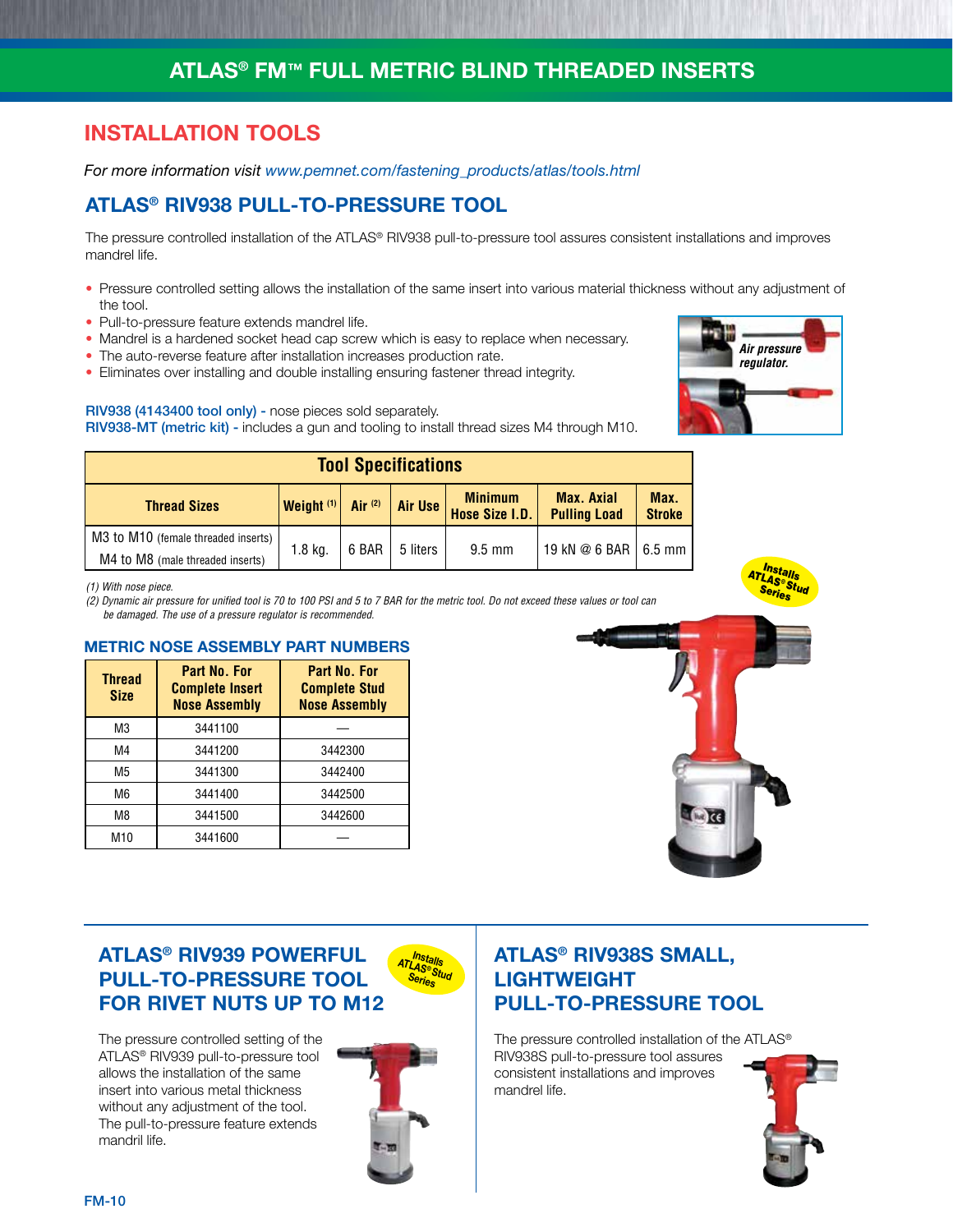# ATLAS® FM™ FULL METRIC BLIND THREADED INSERTS

## INSTALLATION TOOLS

*For more information visit www.pemnet.com/fastening_products/atlas/tools.html*

## ATLAS® RIV938 PULL-TO-PRESSURE TOOL

The pressure controlled installation of the ATLAS® RIV938 pull-to-pressure tool assures consistent installations and improves mandrel life.

- Pressure controlled setting allows the installation of the same insert into various material thickness without any adjustment of the tool.
- Pull-to-pressure feature extends mandrel life.
- Mandrel is a hardened socket head cap screw which is easy to replace when necessary.
- The auto-reverse feature after installation increases production rate.
- Eliminates over installing and double installing ensuring fastener thread integrity.

Air pressure regulator.

**RIV938 (4143400 tool only)** - nose pieces sold separately.
**RIV938-MT (metric kit)** - includes a gun and tooling to install thread sizes M4 through M10.

**Tool Specifications**

| Thread Sizes | Weight (1) | Air (2) | Air Use | Minimum Hose Size I.D. | Max. Axial Pulling Load | Max. Stroke |
|---|---|---|---|---|---|---|
| M3 to M10 (female threaded inserts)<br>M4 to M8 (male threaded inserts) | 1.8 kg. | 6 BAR | 5 liters | 9.5 mm | 19 kN @ 6 BAR | 6.5 mm |

*(1) With nose piece.*
*(2) Dynamic air pressure for unified tool is 70 to 100 PSI and 5 to 7 BAR for the metric tool. Do not exceed these values or tool can be damaged. The use of a pressure regulator is recommended.*

Installs ATLAS® Stud Series

### METRIC NOSE ASSEMBLY PART NUMBERS

| Thread Size | Part No. For Complete Insert Nose Assembly | Part No. For Complete Stud Nose Assembly |
|---|---|---|
| M3 | 3441100 | — |
| M4 | 3441200 | 3442300 |
| M5 | 3441300 | 3442400 |
| M6 | 3441400 | 3442500 |
| M8 | 3441500 | 3442600 |
| M10 | 3441600 | — |

## ATLAS® RIV939 POWERFUL PULL-TO-PRESSURE TOOL FOR RIVET NUTS UP TO M12

Installs ATLAS® Stud Series

The pressure controlled setting of the ATLAS® RIV939 pull-to-pressure tool allows the installation of the same insert into various metal thickness without any adjustment of the tool. The pull-to-pressure feature extends mandril life.

## ATLAS® RIV938S SMALL, LIGHTWEIGHT PULL-TO-PRESSURE TOOL

The pressure controlled installation of the ATLAS® RIV938S pull-to-pressure tool assures consistent installations and improves mandrel life.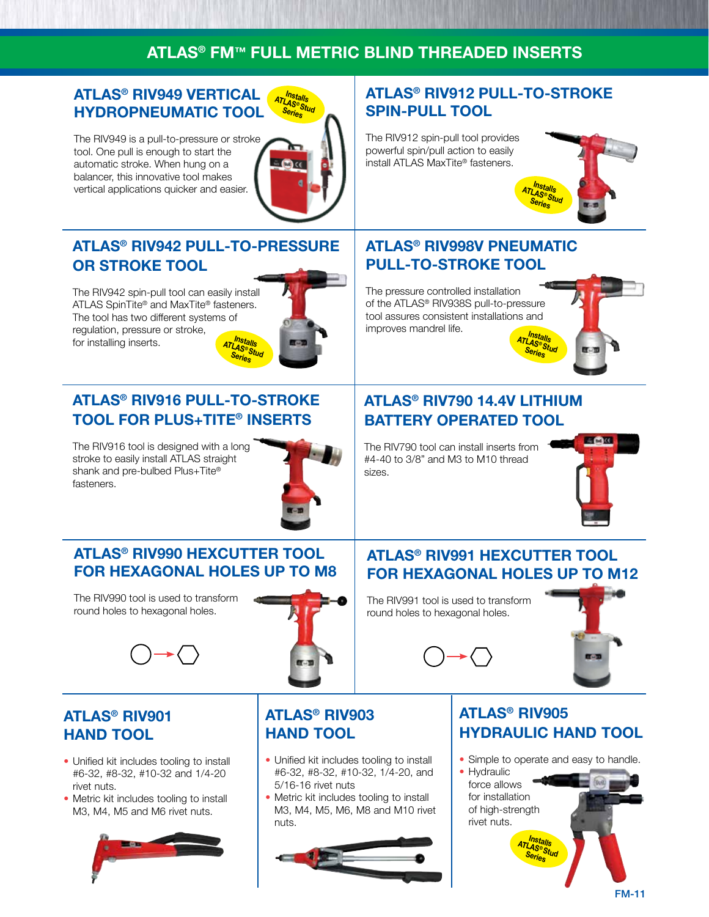# ATLAS® FM™ FULL METRIC BLIND THREADED INSERTS

## ATLAS® RIV949 VERTICAL HYDROPNEUMATIC TOOL

*Installs ATLAS® Stud Series*

The RIV949 is a pull-to-pressure or stroke tool. One pull is enough to start the automatic stroke. When hung on a balancer, this innovative tool makes vertical applications quicker and easier.

## ATLAS® RIV912 PULL-TO-STROKE SPIN-PULL TOOL

The RIV912 spin-pull tool provides powerful spin/pull action to easily install ATLAS MaxTite® fasteners.

*Installs ATLAS® Stud Series*

## ATLAS® RIV942 PULL-TO-PRESSURE OR STROKE TOOL

The RIV942 spin-pull tool can easily install ATLAS SpinTite® and MaxTite® fasteners. The tool has two different systems of regulation, pressure or stroke, for installing inserts.

*Installs ATLAS® Stud Series*

## ATLAS® RIV998V PNEUMATIC PULL-TO-STROKE TOOL

The pressure controlled installation of the ATLAS® RIV938S pull-to-pressure tool assures consistent installations and improves mandrel life.

*Installs ATLAS® Stud Series*

## ATLAS® RIV916 PULL-TO-STROKE TOOL FOR PLUS+TITE® INSERTS

The RIV916 tool is designed with a long stroke to easily install ATLAS straight shank and pre-bulbed Plus+Tite® fasteners.

## ATLAS® RIV790 14.4V LITHIUM BATTERY OPERATED TOOL

The RIV790 tool can install inserts from #4-40 to 3/8" and M3 to M10 thread sizes.

## ATLAS® RIV990 HEXCUTTER TOOL FOR HEXAGONAL HOLES UP TO M8

The RIV990 tool is used to transform round holes to hexagonal holes.

## ATLAS® RIV991 HEXCUTTER TOOL FOR HEXAGONAL HOLES UP TO M12

The RIV991 tool is used to transform round holes to hexagonal holes.

## ATLAS® RIV901 HAND TOOL

- Unified kit includes tooling to install #6-32, #8-32, #10-32 and 1/4-20 rivet nuts.
- Metric kit includes tooling to install M3, M4, M5 and M6 rivet nuts.

## ATLAS® RIV903 HAND TOOL

- Unified kit includes tooling to install #6-32, #8-32, #10-32, 1/4-20, and 5/16-16 rivet nuts
- Metric kit includes tooling to install M3, M4, M5, M6, M8 and M10 rivet nuts.

## ATLAS® RIV905 HYDRAULIC HAND TOOL

- Simple to operate and easy to handle.
- Hydraulic force allows for installation of high-strength rivet nuts.

*Installs ATLAS® Stud Series*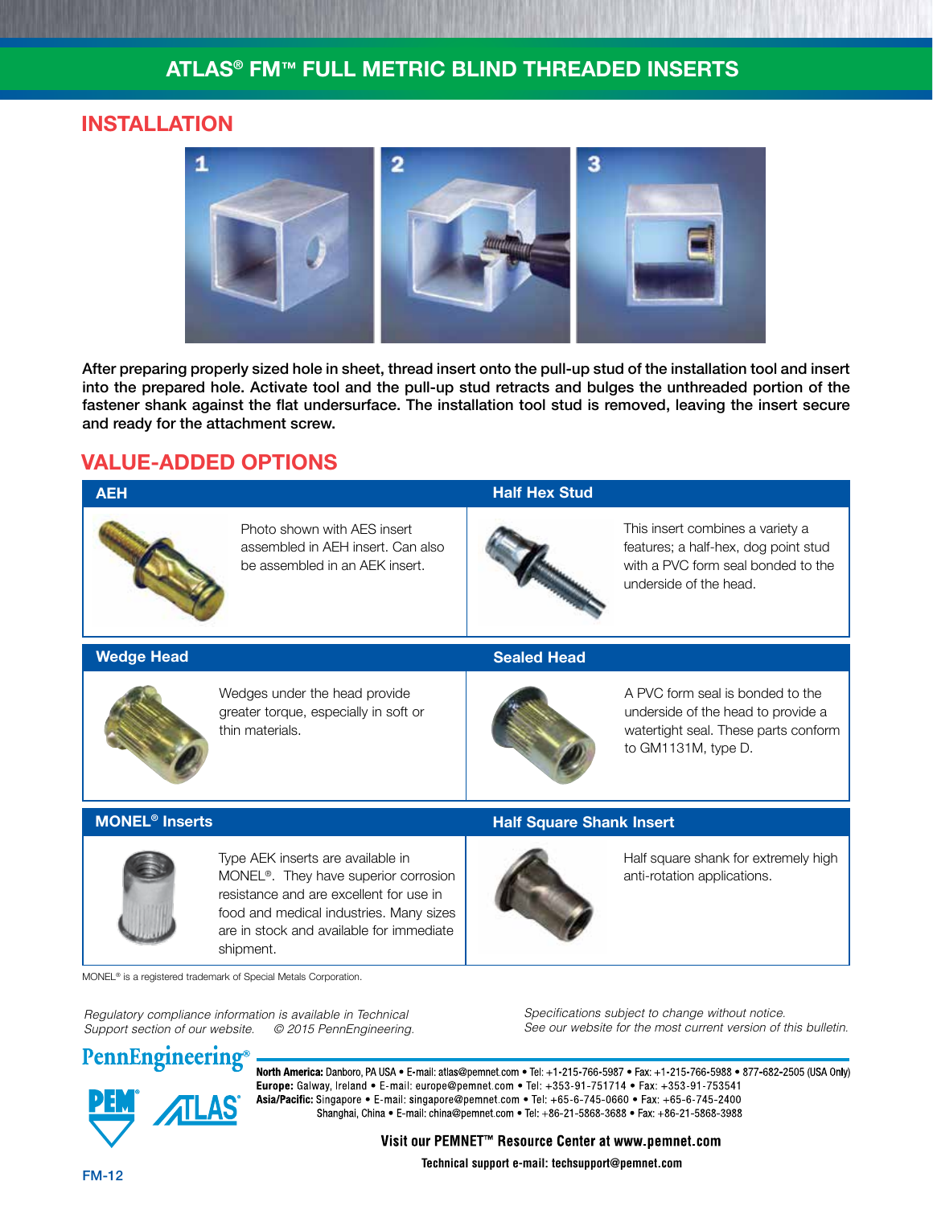# ATLAS® FM™ FULL METRIC BLIND THREADED INSERTS

## INSTALLATION

1

2

3

After preparing properly sized hole in sheet, thread insert onto the pull-up stud of the installation tool and insert into the prepared hole. Activate tool and the pull-up stud retracts and bulges the unthreaded portion of the fastener shank against the flat undersurface. The installation tool stud is removed, leaving the insert secure and ready for the attachment screw.

## VALUE-ADDED OPTIONS

### AEH

Photo shown with AES insert assembled in AEH insert. Can also be assembled in an AEK insert.

### Half Hex Stud

This insert combines a variety a features; a half-hex, dog point stud with a PVC form seal bonded to the underside of the head.

### Wedge Head

Wedges under the head provide greater torque, especially in soft or thin materials.

### Sealed Head

A PVC form seal is bonded to the underside of the head to provide a watertight seal. These parts conform to GM1131M, type D.

### MONEL® Inserts

Type AEK inserts are available in MONEL®. They have superior corrosion resistance and are excellent for use in food and medical industries. Many sizes are in stock and available for immediate shipment.

### Half Square Shank Insert

Half square shank for extremely high anti-rotation applications.

MONEL® is a registered trademark of Special Metals Corporation.

*Regulatory compliance information is available in Technical Support section of our website. © 2015 PennEngineering.*

*Specifications subject to change without notice. See our website for the most current version of this bulletin.*

PennEngineering®

PEM® ATLAS®

**North America:** Danboro, PA USA • E-mail: atlas@pemnet.com • Tel: +1-215-766-5987 • Fax: +1-215-766-5988 • 877-682-2505 (USA Only)
**Europe:** Galway, Ireland • E-mail: europe@pemnet.com • Tel: +353-91-751714 • Fax: +353-91-753541
**Asia/Pacific:** Singapore • E-mail: singapore@pemnet.com • Tel: +65-6-745-0660 • Fax: +65-6-745-2400
Shanghai, China • E-mail: china@pemnet.com • Tel: +86-21-5868-3688 • Fax: +86-21-5868-3988

**Visit our PEMNET™ Resource Center at www.pemnet.com**

**Technical support e-mail: techsupport@pemnet.com**